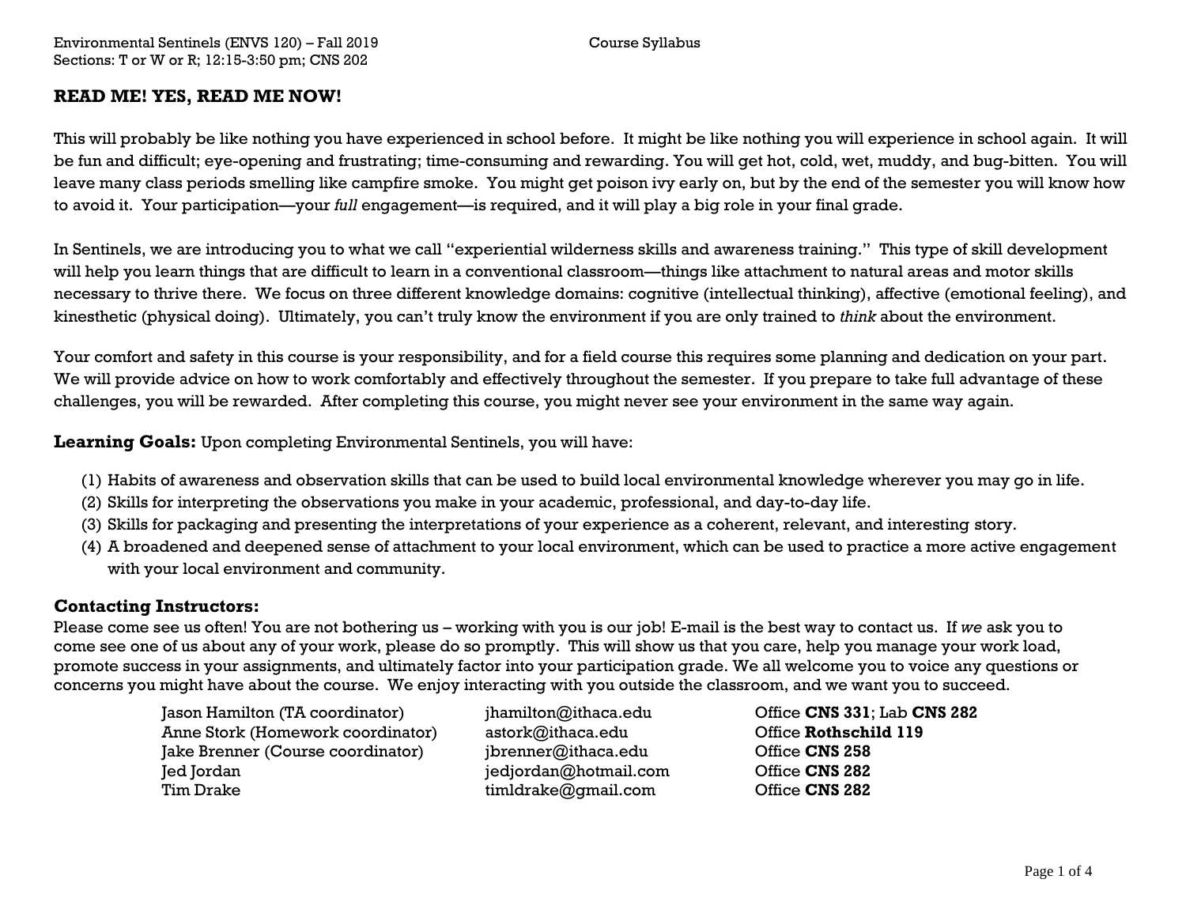Environmental Sentinels (ENVS 120) – Fall 2019 Course Syllabus
Sections: T or W or R; 12:15-3:50 pm; CNS 202

## READ ME! YES, READ ME NOW!

This will probably be like nothing you have experienced in school before. It might be like nothing you will experience in school again. It will be fun and difficult; eye-opening and frustrating; time-consuming and rewarding. You will get hot, cold, wet, muddy, and bug-bitten. You will leave many class periods smelling like campfire smoke. You might get poison ivy early on, but by the end of the semester you will know how to avoid it. Your participation—your *full* engagement—is required, and it will play a big role in your final grade.

In Sentinels, we are introducing you to what we call "experiential wilderness skills and awareness training." This type of skill development will help you learn things that are difficult to learn in a conventional classroom—things like attachment to natural areas and motor skills necessary to thrive there. We focus on three different knowledge domains: cognitive (intellectual thinking), affective (emotional feeling), and kinesthetic (physical doing). Ultimately, you can't truly know the environment if you are only trained to *think* about the environment.

Your comfort and safety in this course is your responsibility, and for a field course this requires some planning and dedication on your part. We will provide advice on how to work comfortably and effectively throughout the semester. If you prepare to take full advantage of these challenges, you will be rewarded. After completing this course, you might never see your environment in the same way again.

**Learning Goals:** Upon completing Environmental Sentinels, you will have:

(1) Habits of awareness and observation skills that can be used to build local environmental knowledge wherever you may go in life.
(2) Skills for interpreting the observations you make in your academic, professional, and day-to-day life.
(3) Skills for packaging and presenting the interpretations of your experience as a coherent, relevant, and interesting story.
(4) A broadened and deepened sense of attachment to your local environment, which can be used to practice a more active engagement with your local environment and community.

### Contacting Instructors:

Please come see us often! You are not bothering us – working with you is our job! E-mail is the best way to contact us. If *we* ask you to come see one of us about any of your work, please do so promptly. This will show us that you care, help you manage your work load, promote success in your assignments, and ultimately factor into your participation grade. We all welcome you to voice any questions or concerns you might have about the course. We enjoy interacting with you outside the classroom, and we want you to succeed.

| | | |
|---|---|---|
| Jason Hamilton (TA coordinator) | jhamilton@ithaca.edu | Office **CNS 331**; Lab **CNS 282** |
| Anne Stork (Homework coordinator) | astork@ithaca.edu | Office **Rothschild 119** |
| Jake Brenner (Course coordinator) | jbrenner@ithaca.edu | Office **CNS 258** |
| Jed Jordan | jedjordan@hotmail.com | Office **CNS 282** |
| Tim Drake | timldrake@gmail.com | Office **CNS 282** |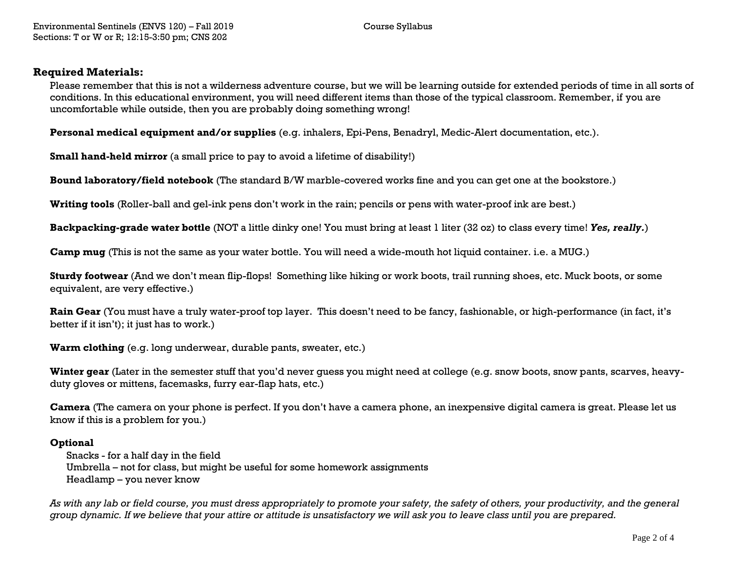## Required Materials:

Please remember that this is not a wilderness adventure course, but we will be learning outside for extended periods of time in all sorts of conditions. In this educational environment, you will need different items than those of the typical classroom. Remember, if you are uncomfortable while outside, then you are probably doing something wrong!

**Personal medical equipment and/or supplies** (e.g. inhalers, Epi-Pens, Benadryl, Medic-Alert documentation, etc.).

**Small hand-held mirror** (a small price to pay to avoid a lifetime of disability!)

**Bound laboratory/field notebook** (The standard B/W marble-covered works fine and you can get one at the bookstore.)

**Writing tools** (Roller-ball and gel-ink pens don't work in the rain; pencils or pens with water-proof ink are best.)

**Backpacking-grade water bottle** (NOT a little dinky one! You must bring at least 1 liter (32 oz) to class every time! ***Yes, really.***)

**Camp mug** (This is not the same as your water bottle. You will need a wide-mouth hot liquid container. i.e. a MUG.)

**Sturdy footwear** (And we don't mean flip-flops! Something like hiking or work boots, trail running shoes, etc. Muck boots, or some equivalent, are very effective.)

**Rain Gear** (You must have a truly water-proof top layer. This doesn't need to be fancy, fashionable, or high-performance (in fact, it's better if it isn't); it just has to work.)

**Warm clothing** (e.g. long underwear, durable pants, sweater, etc.)

**Winter gear** (Later in the semester stuff that you'd never guess you might need at college (e.g. snow boots, snow pants, scarves, heavy-duty gloves or mittens, facemasks, furry ear-flap hats, etc.)

**Camera** (The camera on your phone is perfect. If you don't have a camera phone, an inexpensive digital camera is great. Please let us know if this is a problem for you.)

**Optional**

- Snacks - for a half day in the field
- Umbrella – not for class, but might be useful for some homework assignments
- Headlamp – you never know

*As with any lab or field course, you must dress appropriately to promote your safety, the safety of others, your productivity, and the general group dynamic. If we believe that your attire or attitude is unsatisfactory we will ask you to leave class until you are prepared.*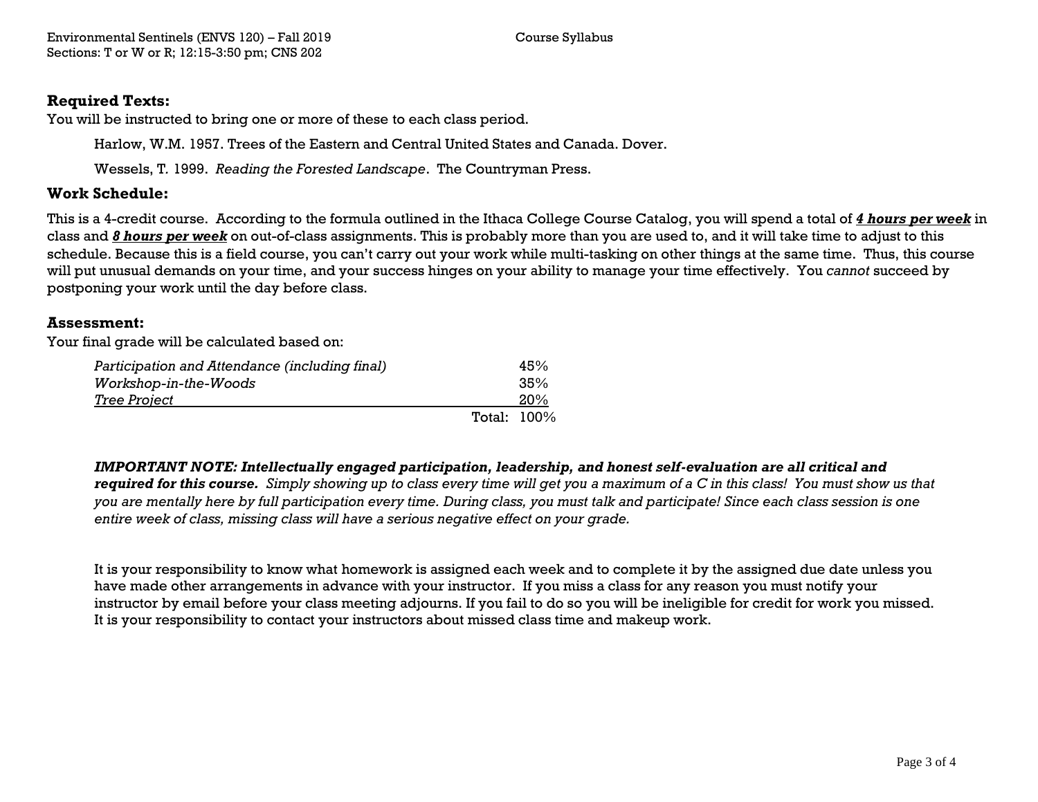## Required Texts:

You will be instructed to bring one or more of these to each class period.

Harlow, W.M. 1957. Trees of the Eastern and Central United States and Canada. Dover.

Wessels, T. 1999. *Reading the Forested Landscape*. The Countryman Press.

## Work Schedule:

This is a 4-credit course. According to the formula outlined in the Ithaca College Course Catalog, you will spend a total of ***4 hours per week*** in class and ***8 hours per week*** on out-of-class assignments. This is probably more than you are used to, and it will take time to adjust to this schedule. Because this is a field course, you can't carry out your work while multi-tasking on other things at the same time. Thus, this course will put unusual demands on your time, and your success hinges on your ability to manage your time effectively. You *cannot* succeed by postponing your work until the day before class.

## Assessment:

Your final grade will be calculated based on:

| Component | Weight |
|---|---|
| *Participation and Attendance (including final)* | 45% |
| *Workshop-in-the-Woods* | 35% |
| *Tree Project* | 20% |
| Total: | 100% |

***IMPORTANT NOTE: Intellectually engaged participation, leadership, and honest self-evaluation are all critical and required for this course.*** *Simply showing up to class every time will get you a maximum of a C in this class! You must show us that you are mentally here by full participation every time. During class, you must talk and participate! Since each class session is one entire week of class, missing class will have a serious negative effect on your grade.*

It is your responsibility to know what homework is assigned each week and to complete it by the assigned due date unless you have made other arrangements in advance with your instructor. If you miss a class for any reason you must notify your instructor by email before your class meeting adjourns. If you fail to do so you will be ineligible for credit for work you missed. It is your responsibility to contact your instructors about missed class time and makeup work.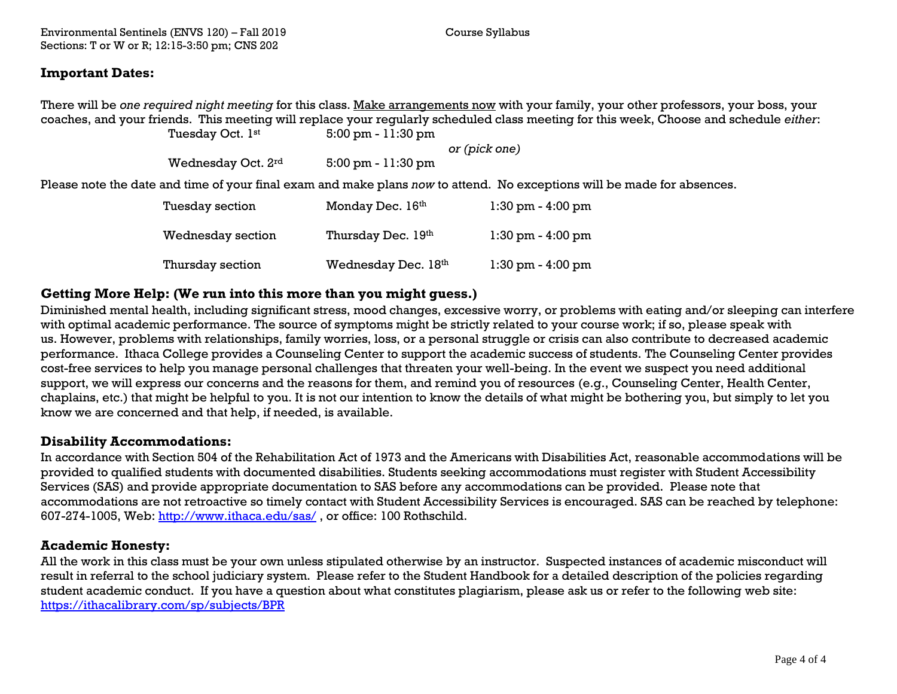## Important Dates:

There will be *one required night meeting* for this class. Make arrangements now with your family, your other professors, your boss, your coaches, and your friends. This meeting will replace your regularly scheduled class meeting for this week, Choose and schedule *either*:

| | |
|---|---|
| Tuesday Oct. 1st | 5:00 pm - 11:30 pm |
| *or (pick one)* | |
| Wednesday Oct. 2rd | 5:00 pm - 11:30 pm |

Please note the date and time of your final exam and make plans *now* to attend. No exceptions will be made for absences.

| | | |
|---|---|---|
| Tuesday section | Monday Dec. 16th | 1:30 pm - 4:00 pm |
| Wednesday section | Thursday Dec. 19th | 1:30 pm - 4:00 pm |
| Thursday section | Wednesday Dec. 18th | 1:30 pm - 4:00 pm |

## Getting More Help: (We run into this more than you might guess.)

Diminished mental health, including significant stress, mood changes, excessive worry, or problems with eating and/or sleeping can interfere with optimal academic performance. The source of symptoms might be strictly related to your course work; if so, please speak with us. However, problems with relationships, family worries, loss, or a personal struggle or crisis can also contribute to decreased academic performance. Ithaca College provides a Counseling Center to support the academic success of students. The Counseling Center provides cost-free services to help you manage personal challenges that threaten your well-being. In the event we suspect you need additional support, we will express our concerns and the reasons for them, and remind you of resources (e.g., Counseling Center, Health Center, chaplains, etc.) that might be helpful to you. It is not our intention to know the details of what might be bothering you, but simply to let you know we are concerned and that help, if needed, is available.

## Disability Accommodations:

In accordance with Section 504 of the Rehabilitation Act of 1973 and the Americans with Disabilities Act, reasonable accommodations will be provided to qualified students with documented disabilities. Students seeking accommodations must register with Student Accessibility Services (SAS) and provide appropriate documentation to SAS before any accommodations can be provided. Please note that accommodations are not retroactive so timely contact with Student Accessibility Services is encouraged. SAS can be reached by telephone: 607-274-1005, Web: http://www.ithaca.edu/sas/ , or office: 100 Rothschild.

## Academic Honesty:

All the work in this class must be your own unless stipulated otherwise by an instructor. Suspected instances of academic misconduct will result in referral to the school judiciary system. Please refer to the Student Handbook for a detailed description of the policies regarding student academic conduct. If you have a question about what constitutes plagiarism, please ask us or refer to the following web site: https://ithacalibrary.com/sp/subjects/BPR